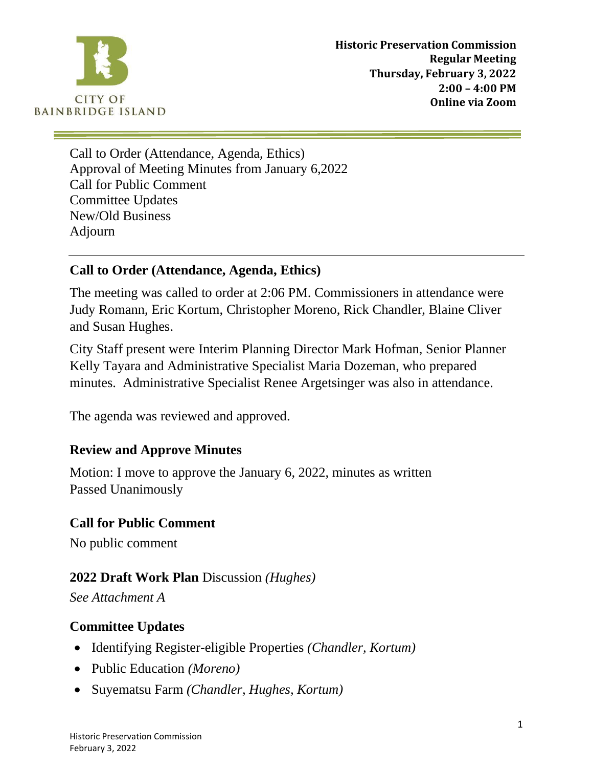CITY OF BAINBRIDGE ISLAND

**Historic Preservation Commission**
**Regular Meeting**
**Thursday, February 3, 2022**
**2:00 – 4:00 PM**
**Online via Zoom**

Call to Order (Attendance, Agenda, Ethics)
Approval of Meeting Minutes from January 6,2022
Call for Public Comment
Committee Updates
New/Old Business
Adjourn

---

## Call to Order (Attendance, Agenda, Ethics)

The meeting was called to order at 2:06 PM. Commissioners in attendance were Judy Romann, Eric Kortum, Christopher Moreno, Rick Chandler, Blaine Cliver and Susan Hughes.

City Staff present were Interim Planning Director Mark Hofman, Senior Planner Kelly Tayara and Administrative Specialist Maria Dozeman, who prepared minutes. Administrative Specialist Renee Argetsinger was also in attendance.

The agenda was reviewed and approved.

## Review and Approve Minutes

Motion: I move to approve the January 6, 2022, minutes as written
Passed Unanimously

## Call for Public Comment

No public comment

## 2022 Draft Work Plan Discussion *(Hughes)*

*See Attachment A*

## Committee Updates

- Identifying Register-eligible Properties *(Chandler, Kortum)*
- Public Education *(Moreno)*
- Suyematsu Farm *(Chandler, Hughes, Kortum)*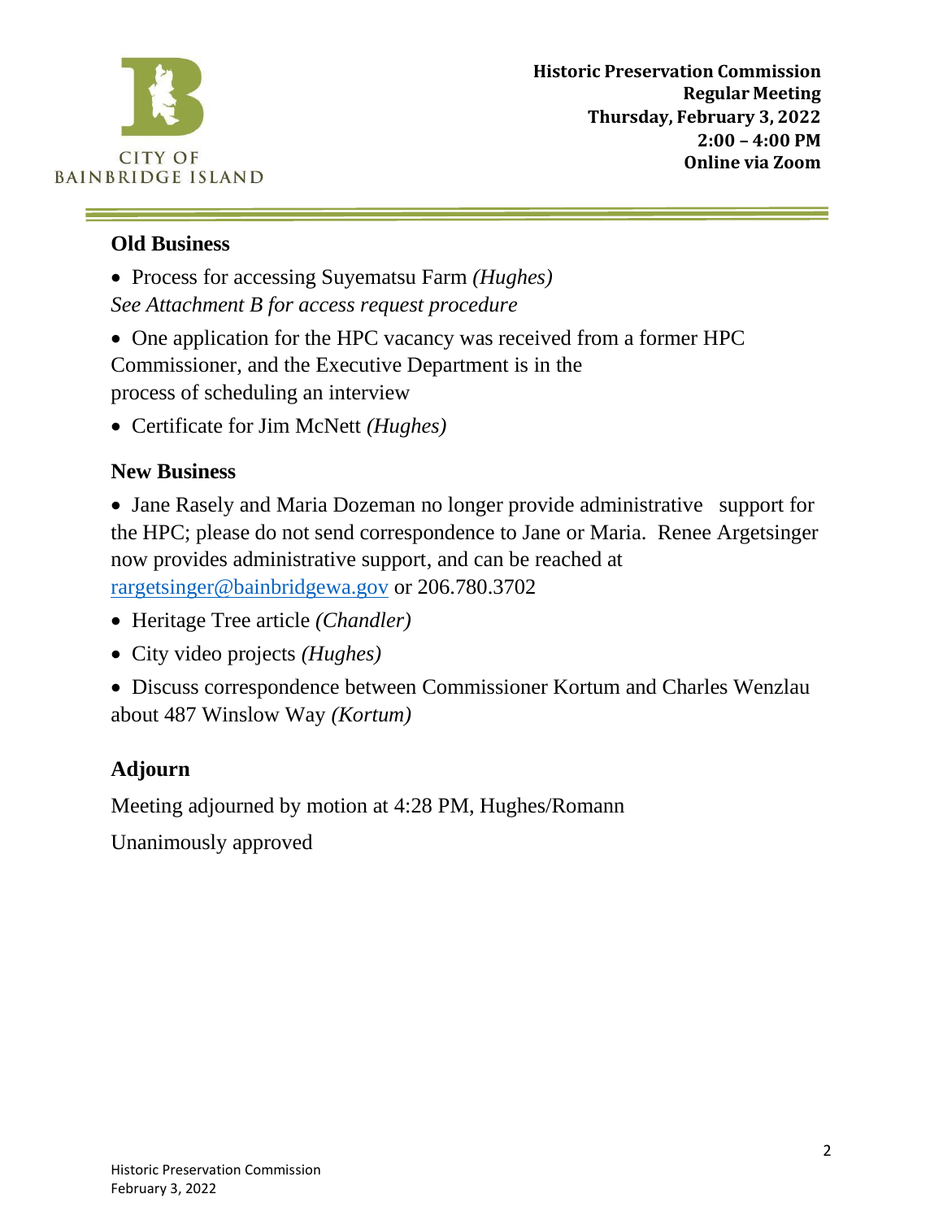Historic Preservation Commission
Regular Meeting
Thursday, February 3, 2022
2:00 – 4:00 PM
Online via Zoom

## Old Business

- Process for accessing Suyematsu Farm *(Hughes)*
*See Attachment B for access request procedure*
- One application for the HPC vacancy was received from a former HPC Commissioner, and the Executive Department is in the process of scheduling an interview
- Certificate for Jim McNett *(Hughes)*

## New Business

- Jane Rasely and Maria Dozeman no longer provide administrative support for the HPC; please do not send correspondence to Jane or Maria. Renee Argetsinger now provides administrative support, and can be reached at rargetsinger@bainbridgewa.gov or 206.780.3702
- Heritage Tree article *(Chandler)*
- City video projects *(Hughes)*
- Discuss correspondence between Commissioner Kortum and Charles Wenzlau about 487 Winslow Way *(Kortum)*

## Adjourn

Meeting adjourned by motion at 4:28 PM, Hughes/Romann

Unanimously approved